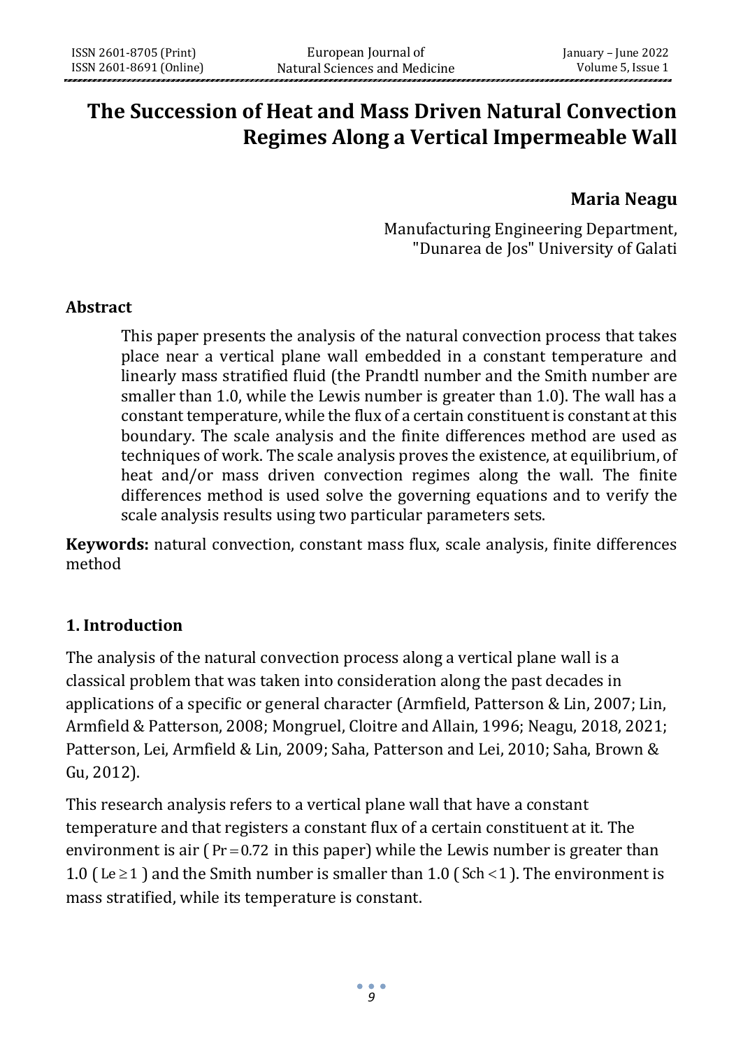# The Succession of Heat and Mass Driven Natural Convection Regimes Along a Vertical Impermeable Wall

**Maria Neagu**

Manufacturing Engineering Department,
"Dunarea de Jos" University of Galati

## Abstract

This paper presents the analysis of the natural convection process that takes place near a vertical plane wall embedded in a constant temperature and linearly mass stratified fluid (the Prandtl number and the Smith number are smaller than 1.0, while the Lewis number is greater than 1.0). The wall has a constant temperature, while the flux of a certain constituent is constant at this boundary. The scale analysis and the finite differences method are used as techniques of work. The scale analysis proves the existence, at equilibrium, of heat and/or mass driven convection regimes along the wall. The finite differences method is used solve the governing equations and to verify the scale analysis results using two particular parameters sets.

**Keywords:** natural convection, constant mass flux, scale analysis, finite differences method

## 1. Introduction

The analysis of the natural convection process along a vertical plane wall is a classical problem that was taken into consideration along the past decades in applications of a specific or general character (Armfield, Patterson & Lin, 2007; Lin, Armfield & Patterson, 2008; Mongruel, Cloitre and Allain, 1996; Neagu, 2018, 2021; Patterson, Lei, Armfield & Lin, 2009; Saha, Patterson and Lei, 2010; Saha, Brown & Gu, 2012).

This research analysis refers to a vertical plane wall that have a constant temperature and that registers a constant flux of a certain constituent at it. The environment is air ( $\mathrm{Pr} = 0.72$ in this paper) while the Lewis number is greater than 1.0 ( $\mathrm{Le} \geq 1$ ) and the Smith number is smaller than 1.0 ( $\mathrm{Sch} < 1$ ). The environment is mass stratified, while its temperature is constant.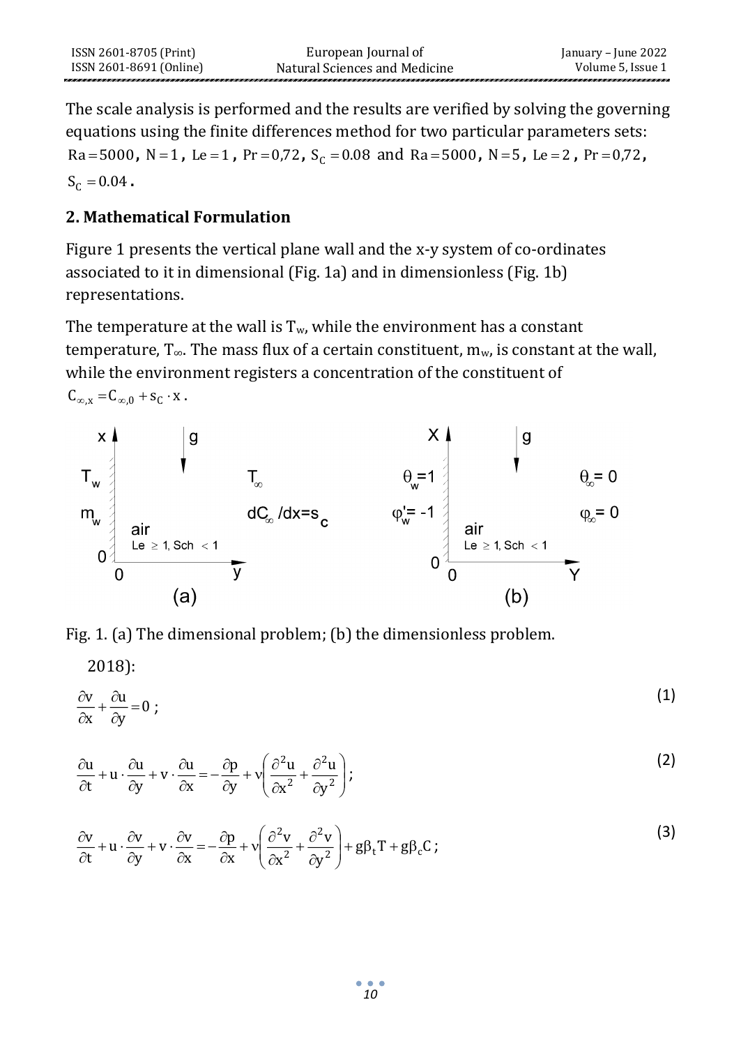The scale analysis is performed and the results are verified by solving the governing equations using the finite differences method for two particular parameters sets: $Ra = 5000$, $N = 1$, $Le = 1$, $Pr = 0{,}72$, $S_C = 0.08$ and $Ra = 5000$, $N = 5$, $Le = 2$, $Pr = 0{,}72$, $S_C = 0.04$.

## 2. Mathematical Formulation

Figure 1 presents the vertical plane wall and the x-y system of co-ordinates associated to it in dimensional (Fig. 1a) and in dimensionless (Fig. 1b) representations.

The temperature at the wall is $T_w$, while the environment has a constant temperature, $T_\infty$. The mass flux of a certain constituent, $m_w$, is constant at the wall, while the environment registers a concentration of the constituent of $C_{\infty,x} = C_{\infty,0} + s_C \cdot x$.

Fig. 1. (a) The dimensional problem; (b) the dimensionless problem.

2018):

$$\frac{\partial v}{\partial x} + \frac{\partial u}{\partial y} = 0 \; ; \tag{1}$$

$$\frac{\partial u}{\partial t} + u \cdot \frac{\partial u}{\partial y} + v \cdot \frac{\partial u}{\partial x} = -\frac{\partial p}{\partial y} + \nu \left( \frac{\partial^2 u}{\partial x^2} + \frac{\partial^2 u}{\partial y^2} \right); \tag{2}$$

$$\frac{\partial v}{\partial t} + u \cdot \frac{\partial v}{\partial y} + v \cdot \frac{\partial v}{\partial x} = -\frac{\partial p}{\partial x} + \nu \left( \frac{\partial^2 v}{\partial x^2} + \frac{\partial^2 v}{\partial y^2} \right) + g\beta_t T + g\beta_c C \, ; \tag{3}$$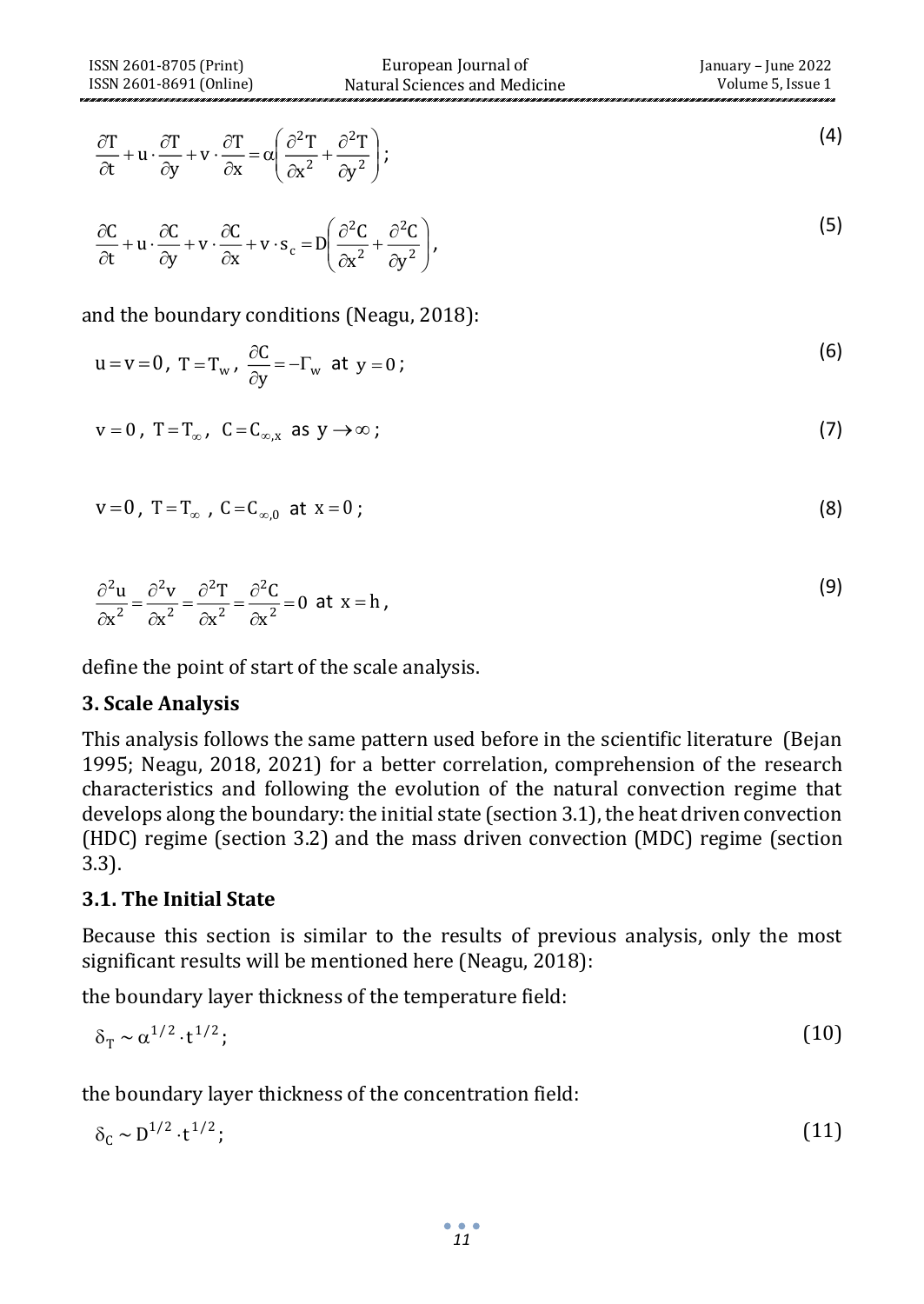$$\frac{\partial T}{\partial t} + u \cdot \frac{\partial T}{\partial y} + v \cdot \frac{\partial T}{\partial x} = \alpha \left( \frac{\partial^2 T}{\partial x^2} + \frac{\partial^2 T}{\partial y^2} \right); \tag{4}$$

$$\frac{\partial C}{\partial t} + u \cdot \frac{\partial C}{\partial y} + v \cdot \frac{\partial C}{\partial x} + v \cdot s_c = D \left( \frac{\partial^2 C}{\partial x^2} + \frac{\partial^2 C}{\partial y^2} \right), \tag{5}$$

and the boundary conditions (Neagu, 2018):

$$u = v = 0, \; T = T_w, \; \frac{\partial C}{\partial y} = -\Gamma_w \; \text{ at } \; y = 0; \tag{6}$$

$$v = 0, \; T = T_\infty, \; C = C_{\infty,x} \; \text{ as } \; y \to \infty; \tag{7}$$

$$v = 0, \; T = T_\infty, \; C = C_{\infty,0} \; \text{ at } \; x = 0; \tag{8}$$

$$\frac{\partial^2 u}{\partial x^2} = \frac{\partial^2 v}{\partial x^2} = \frac{\partial^2 T}{\partial x^2} = \frac{\partial^2 C}{\partial x^2} = 0 \; \text{ at } \; x = h, \tag{9}$$

define the point of start of the scale analysis.

## 3. Scale Analysis

This analysis follows the same pattern used before in the scientific literature (Bejan 1995; Neagu, 2018, 2021) for a better correlation, comprehension of the research characteristics and following the evolution of the natural convection regime that develops along the boundary: the initial state (section 3.1), the heat driven convection (HDC) regime (section 3.2) and the mass driven convection (MDC) regime (section 3.3).

### 3.1. The Initial State

Because this section is similar to the results of previous analysis, only the most significant results will be mentioned here (Neagu, 2018):

the boundary layer thickness of the temperature field:

$$\delta_T \sim \alpha^{1/2} \cdot t^{1/2}; \tag{10}$$

the boundary layer thickness of the concentration field:

$$\delta_C \sim D^{1/2} \cdot t^{1/2}; \tag{11}$$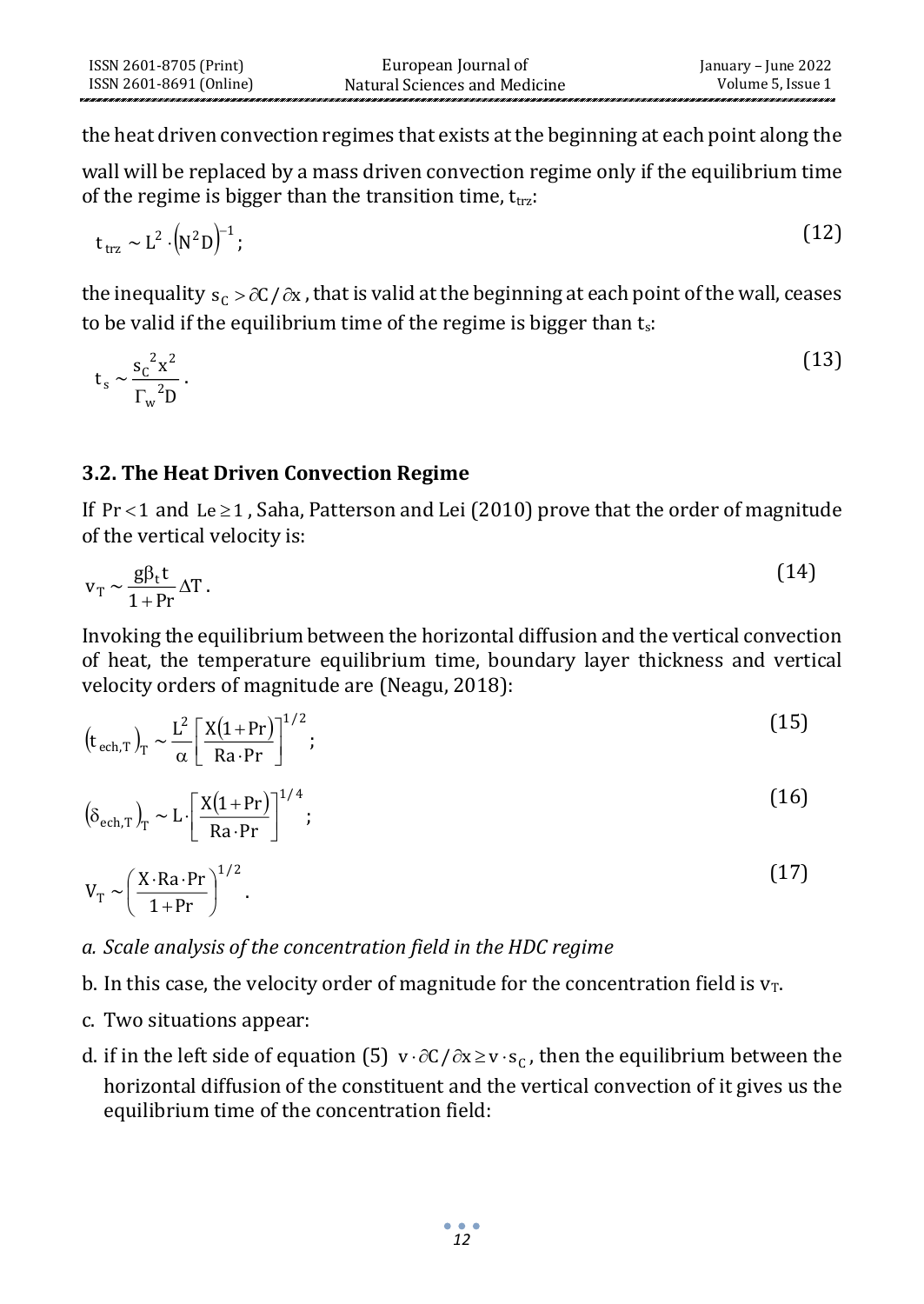the heat driven convection regimes that exists at the beginning at each point along the wall will be replaced by a mass driven convection regime only if the equilibrium time of the regime is bigger than the transition time, $t_{trz}$:

$$t_{trz} \sim L^2 \cdot \left(N^2 D\right)^{-1}; \tag{12}$$

the inequality $s_C > \partial C / \partial x$, that is valid at the beginning at each point of the wall, ceases to be valid if the equilibrium time of the regime is bigger than $t_s$:

$$t_s \sim \frac{{s_C}^2 x^2}{{\Gamma_w}^2 D}. \tag{13}$$

### 3.2. The Heat Driven Convection Regime

If $\Pr < 1$ and $Le \geq 1$, Saha, Patterson and Lei (2010) prove that the order of magnitude of the vertical velocity is:

$$v_T \sim \frac{g\beta_t t}{1+\Pr}\Delta T. \tag{14}$$

Invoking the equilibrium between the horizontal diffusion and the vertical convection of heat, the temperature equilibrium time, boundary layer thickness and vertical velocity orders of magnitude are (Neagu, 2018):

$$\left(t_{ech,T}\right)_T \sim \frac{L^2}{\alpha}\left[\frac{X(1+\Pr)}{Ra \cdot \Pr}\right]^{1/2}; \tag{15}$$

$$\left(\delta_{ech,T}\right)_T \sim L \cdot \left[\frac{X(1+\Pr)}{Ra \cdot \Pr}\right]^{1/4}; \tag{16}$$

$$V_T \sim \left(\frac{X \cdot Ra \cdot \Pr}{1+\Pr}\right)^{1/2}. \tag{17}$$

*a. Scale analysis of the concentration field in the HDC regime*

b. In this case, the velocity order of magnitude for the concentration field is $v_T$.

c. Two situations appear:

d. if in the left side of equation (5) $v \cdot \partial C / \partial x \geq v \cdot s_C$, then the equilibrium between the horizontal diffusion of the constituent and the vertical convection of it gives us the equilibrium time of the concentration field: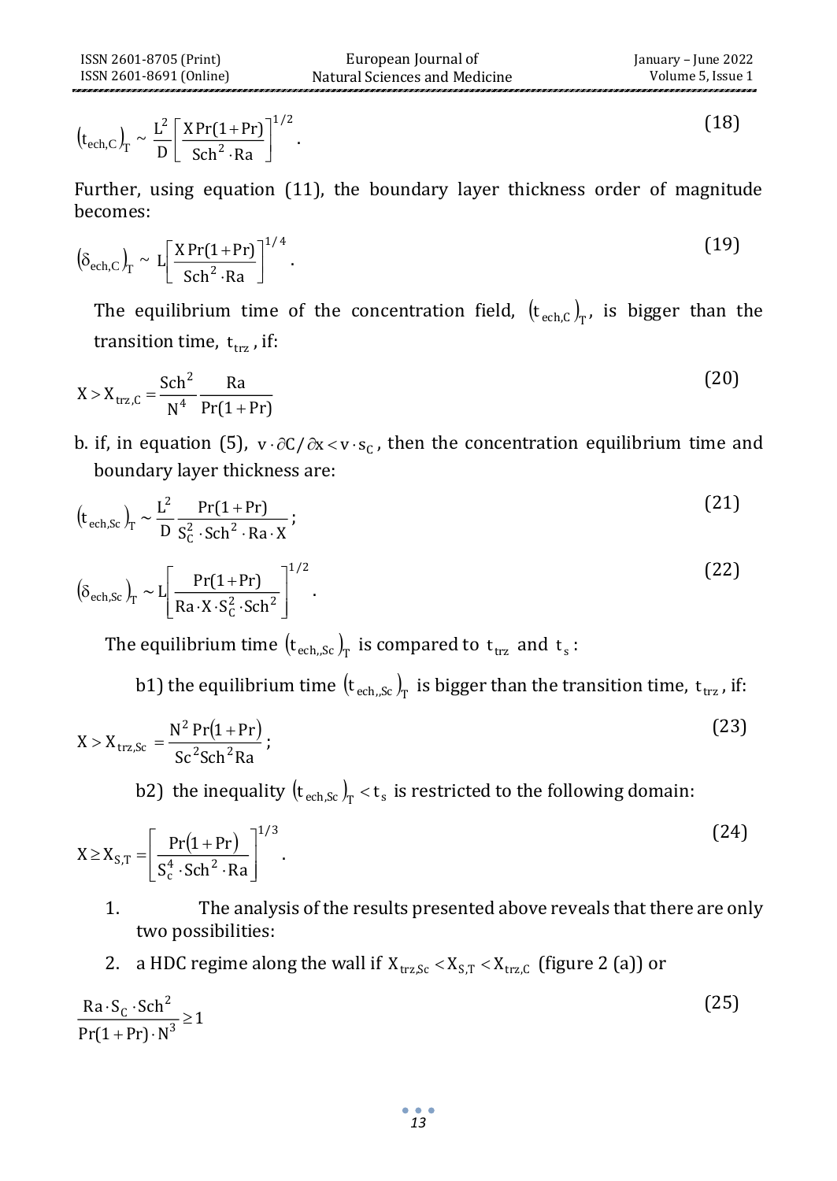$$\left(t_{ech,C}\right)_T \sim \frac{L^2}{D}\left[\frac{X\,Pr(1+Pr)}{Sch^2 \cdot Ra}\right]^{1/2}. \tag{18}$$

Further, using equation (11), the boundary layer thickness order of magnitude becomes:

$$\left(\delta_{ech,C}\right)_T \sim L\left[\frac{X\,Pr(1+Pr)}{Sch^2 \cdot Ra}\right]^{1/4}. \tag{19}$$

The equilibrium time of the concentration field, $\left(t_{ech,C}\right)_T$, is bigger than the transition time, $t_{trz}$, if:

$$X > X_{trz,C} = \frac{Sch^2}{N^4}\frac{Ra}{Pr(1+Pr)} \tag{20}$$

b. if, in equation (5), $v \cdot \partial C/\partial x < v \cdot s_C$, then the concentration equilibrium time and boundary layer thickness are:

$$\left(t_{ech,Sc}\right)_T \sim \frac{L^2}{D}\frac{Pr(1+Pr)}{S_C^2 \cdot Sch^2 \cdot Ra \cdot X}; \tag{21}$$

$$\left(\delta_{ech,Sc}\right)_T \sim L\left[\frac{Pr(1+Pr)}{Ra \cdot X \cdot S_C^2 \cdot Sch^2}\right]^{1/2}. \tag{22}$$

The equilibrium time $\left(t_{ech,,Sc}\right)_T$ is compared to $t_{trz}$ and $t_s$:

b1) the equilibrium time $\left(t_{ech,,Sc}\right)_T$ is bigger than the transition time, $t_{trz}$, if:

$$X > X_{trz,Sc} = \frac{N^2\,Pr(1+Pr)}{Sc^2 Sch^2 Ra}; \tag{23}$$

b2) the inequality $\left(t_{ech,Sc}\right)_T < t_s$ is restricted to the following domain:

$$X \geq X_{S,T} = \left[\frac{Pr(1+Pr)}{S_c^4 \cdot Sch^2 \cdot Ra}\right]^{1/3}. \tag{24}$$

1. The analysis of the results presented above reveals that there are only two possibilities:
2. a HDC regime along the wall if $X_{trz,Sc} < X_{S,T} < X_{trz,C}$ (figure 2 (a)) or

$$\frac{Ra \cdot S_C \cdot Sch^2}{Pr(1+Pr) \cdot N^3} \geq 1 \tag{25}$$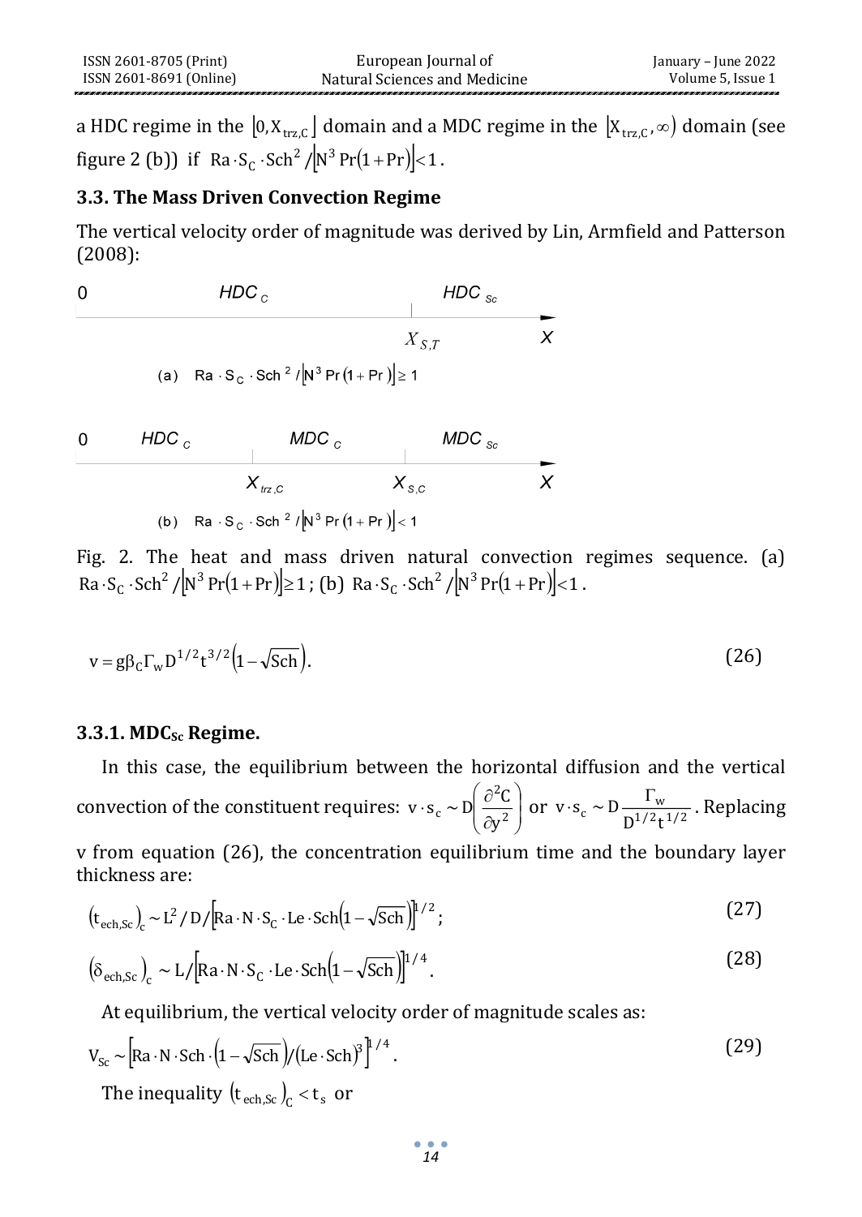a HDC regime in the $\left[0, X_{trz,C}\right]$ domain and a MDC regime in the $\left[X_{trz,C}, \infty\right)$ domain (see figure 2 (b)) if $\mathrm{Ra}\cdot S_C \cdot \mathrm{Sch}^2 / \left|N^3 \Pr(1+\Pr)\right| < 1$.

### 3.3. The Mass Driven Convection Regime

The vertical velocity order of magnitude was derived by Lin, Armfield and Patterson (2008):

0 $HDC_C$ $HDC_{Sc}$ $X_{S,T}$ $X$

(a) $\mathrm{Ra}\cdot S_C \cdot \mathrm{Sch}^2 / \left|N^3 \Pr(1+\Pr)\right| \geq 1$

0 $HDC_C$ $MDC_C$ $MDC_{Sc}$ $X_{trz,C}$ $X_{S,C}$ $X$

(b) $\mathrm{Ra}\cdot S_C \cdot \mathrm{Sch}^2 / \left|N^3 \Pr(1+\Pr)\right| < 1$

Fig. 2. The heat and mass driven natural convection regimes sequence. (a) $\mathrm{Ra}\cdot S_C \cdot \mathrm{Sch}^2 / \left|N^3 \Pr(1+\Pr)\right| \geq 1$; (b) $\mathrm{Ra}\cdot S_C \cdot \mathrm{Sch}^2 / \left|N^3 \Pr(1+\Pr)\right| < 1$.

$$v = g\beta_C \Gamma_w D^{1/2} t^{3/2}\left(1-\sqrt{\mathrm{Sch}}\right). \tag{26}$$

#### 3.3.1. $MDC_{Sc}$ Regime.

In this case, the equilibrium between the horizontal diffusion and the vertical convection of the constituent requires: $v \cdot s_c \sim D\left(\dfrac{\partial^2 C}{\partial y^2}\right)$ or $v \cdot s_c \sim D\dfrac{\Gamma_w}{D^{1/2} t^{1/2}}$. Replacing v from equation (26), the concentration equilibrium time and the boundary layer thickness are:

$$\left(t_{ech,Sc}\right)_c \sim L^2 / D / \left[\mathrm{Ra}\cdot N \cdot S_C \cdot \mathrm{Le}\cdot \mathrm{Sch}\left(1-\sqrt{\mathrm{Sch}}\right)\right]^{1/2}; \tag{27}$$

$$\left(\delta_{ech,Sc}\right)_c \sim L / \left[\mathrm{Ra}\cdot N \cdot S_C \cdot \mathrm{Le}\cdot \mathrm{Sch}\left(1-\sqrt{\mathrm{Sch}}\right)\right]^{1/4}. \tag{28}$$

At equilibrium, the vertical velocity order of magnitude scales as:

$$V_{Sc} \sim \left[\mathrm{Ra}\cdot N \cdot \mathrm{Sch}\cdot\left(1-\sqrt{\mathrm{Sch}}\right)/\left(\mathrm{Le}\cdot \mathrm{Sch}\right)^3\right]^{1/4}. \tag{29}$$

The inequality $\left(t_{ech,Sc}\right)_C < t_s$ or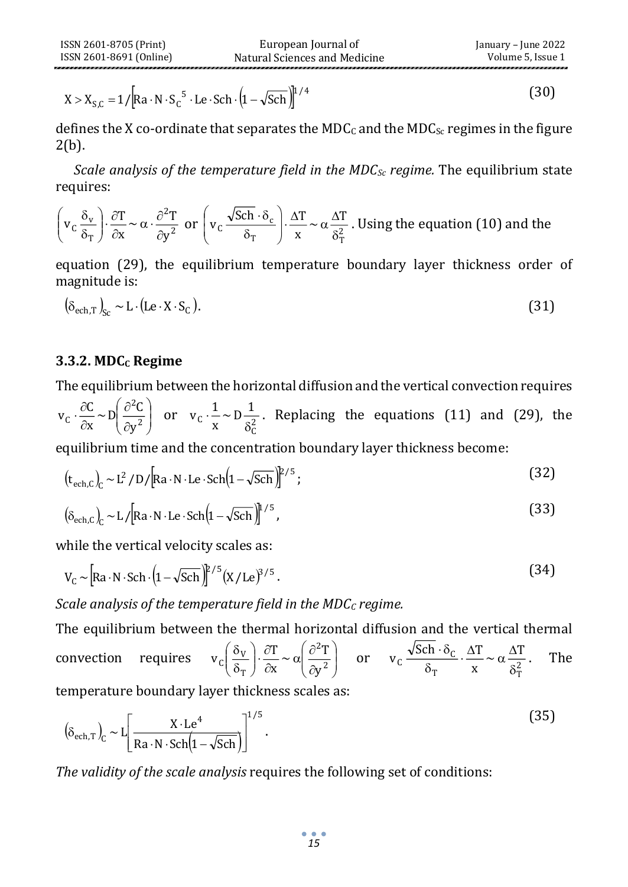$$X > X_{S,C} = 1/\left[\mathrm{Ra} \cdot \mathrm{N} \cdot S_C{}^5 \cdot \mathrm{Le} \cdot \mathrm{Sch} \cdot \left(1-\sqrt{\mathrm{Sch}}\right)\right]^{1/4} \tag{30}$$

defines the X co-ordinate that separates the $\mathrm{MDC_C}$ and the $\mathrm{MDC_{Sc}}$ regimes in the figure 2(b).

*Scale analysis of the temperature field in the $MDC_{Sc}$ regime.* The equilibrium state requires:

$\left(v_C \dfrac{\delta_v}{\delta_T}\right) \cdot \dfrac{\partial T}{\partial x} \sim \alpha \cdot \dfrac{\partial^2 T}{\partial y^2}$ or $\left(v_C \dfrac{\sqrt{\mathrm{Sch}} \cdot \delta_c}{\delta_T}\right) \cdot \dfrac{\Delta T}{x} \sim \alpha \dfrac{\Delta T}{\delta_T^2}$. Using the equation (10) and the equation (29), the equilibrium temperature boundary layer thickness order of magnitude is:

$$\left(\delta_{ech,T}\right)_{Sc} \sim L \cdot \left(\mathrm{Le} \cdot X \cdot S_C\right). \tag{31}$$

### 3.3.2. $\mathrm{MDC_C}$ Regime

The equilibrium between the horizontal diffusion and the vertical convection requires $v_C \cdot \dfrac{\partial C}{\partial x} \sim D\left(\dfrac{\partial^2 C}{\partial y^2}\right)$ or $v_C \cdot \dfrac{1}{x} \sim D \dfrac{1}{\delta_C^2}$. Replacing the equations (11) and (29), the equilibrium time and the concentration boundary layer thickness become:

$$\left(t_{ech,C}\right)_C \sim L^2/D/\left[\mathrm{Ra} \cdot \mathrm{N} \cdot \mathrm{Le} \cdot \mathrm{Sch}\left(1-\sqrt{\mathrm{Sch}}\right)\right]^{2/5}; \tag{32}$$

$$\left(\delta_{ech,C}\right)_C \sim L/\left[\mathrm{Ra} \cdot \mathrm{N} \cdot \mathrm{Le} \cdot \mathrm{Sch}\left(1-\sqrt{\mathrm{Sch}}\right)\right]^{1/5}, \tag{33}$$

while the vertical velocity scales as:

$$V_C \sim \left[\mathrm{Ra} \cdot \mathrm{N} \cdot \mathrm{Sch} \cdot \left(1-\sqrt{\mathrm{Sch}}\right)\right]^{2/5} \left(X/\mathrm{Le}\right)^{3/5}. \tag{34}$$

*Scale analysis of the temperature field in the $MDC_C$ regime.*

The equilibrium between the thermal horizontal diffusion and the vertical thermal convection requires $v_C\left(\dfrac{\delta_V}{\delta_T}\right) \cdot \dfrac{\partial T}{\partial x} \sim \alpha\left(\dfrac{\partial^2 T}{\partial y^2}\right)$ or $v_C \dfrac{\sqrt{\mathrm{Sch}} \cdot \delta_C}{\delta_T} \cdot \dfrac{\Delta T}{x} \sim \alpha \dfrac{\Delta T}{\delta_T^2}$. The temperature boundary layer thickness scales as:

$$\left(\delta_{ech,T}\right)_C \sim L\left[\frac{X \cdot \mathrm{Le}^4}{\mathrm{Ra} \cdot \mathrm{N} \cdot \mathrm{Sch}\left(1-\sqrt{\mathrm{Sch}}\right)}\right]^{1/5}. \tag{35}$$

*The validity of the scale analysis* requires the following set of conditions: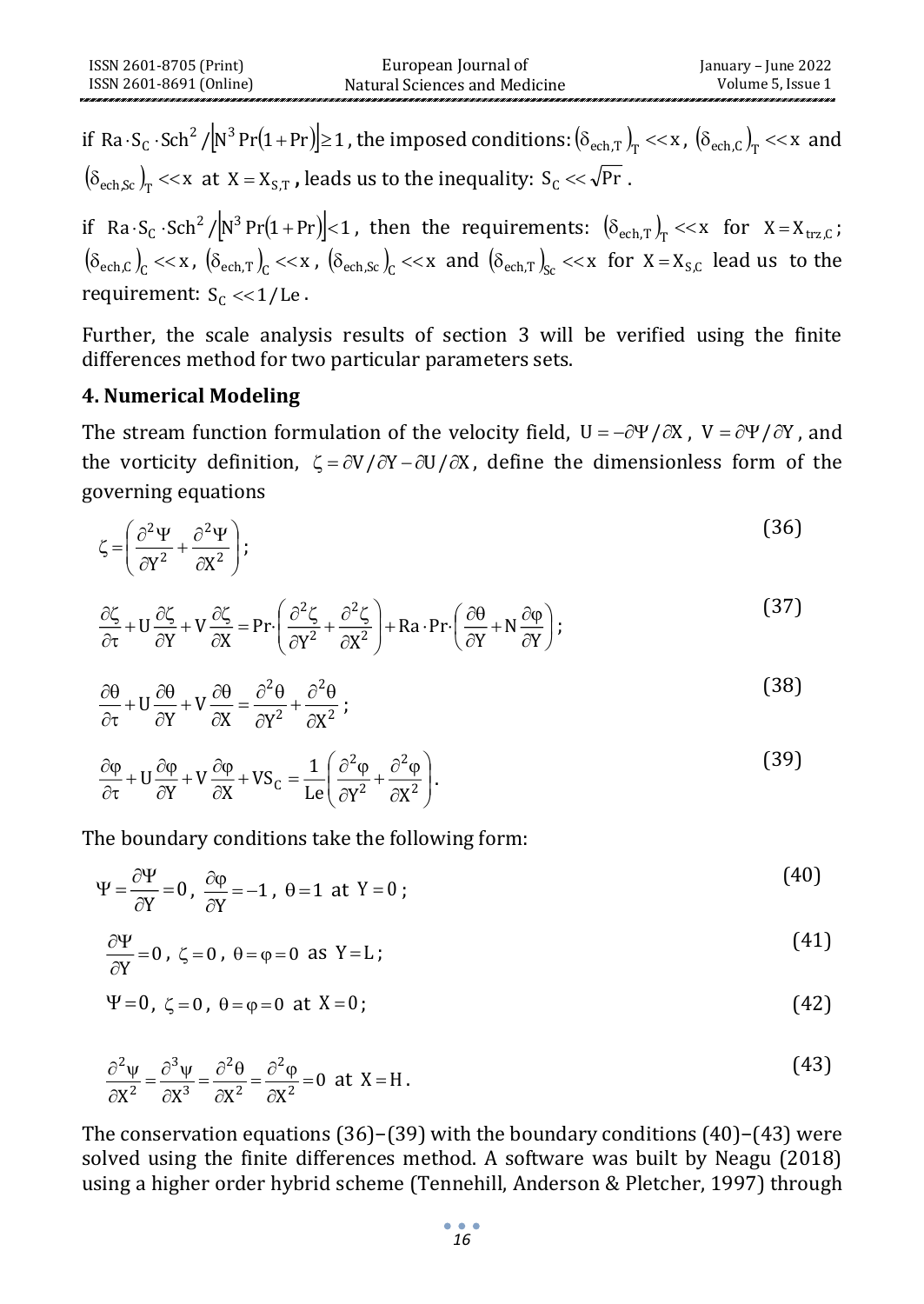if $\mathrm{Ra} \cdot \mathrm{S_C} \cdot \mathrm{Sch}^2 / \left| \mathrm{N}^3 \mathrm{Pr}(1+\mathrm{Pr}) \right| \geq 1$, the imposed conditions: $(\delta_{ech,T})_T \ll x$, $(\delta_{ech,C})_T \ll x$ and $(\delta_{ech,Sc})_T \ll x$ at $X = X_{S,T}$, leads us to the inequality: $S_C \ll \sqrt{\mathrm{Pr}}$.

if $\mathrm{Ra} \cdot \mathrm{S_C} \cdot \mathrm{Sch}^2 / \left| \mathrm{N}^3 \mathrm{Pr}(1+\mathrm{Pr}) \right| < 1$, then the requirements: $(\delta_{ech,T})_T \ll x$ for $X = X_{trz,C}$; $(\delta_{ech,C})_C \ll x$, $(\delta_{ech,T})_C \ll x$, $(\delta_{ech,Sc})_C \ll x$ and $(\delta_{ech,T})_{Sc} \ll x$ for $X = X_{S,C}$ lead us to the requirement: $S_C \ll 1/\mathrm{Le}$.

Further, the scale analysis results of section 3 will be verified using the finite differences method for two particular parameters sets.

## 4. Numerical Modeling

The stream function formulation of the velocity field, $U = -\partial\Psi/\partial X$, $V = \partial\Psi/\partial Y$, and the vorticity definition, $\zeta = \partial V/\partial Y - \partial U/\partial X$, define the dimensionless form of the governing equations

$$\zeta = \left( \frac{\partial^2 \Psi}{\partial Y^2} + \frac{\partial^2 \Psi}{\partial X^2} \right); \tag{36}$$

$$\frac{\partial \zeta}{\partial \tau} + U \frac{\partial \zeta}{\partial Y} + V \frac{\partial \zeta}{\partial X} = \mathrm{Pr} \cdot \left( \frac{\partial^2 \zeta}{\partial Y^2} + \frac{\partial^2 \zeta}{\partial X^2} \right) + \mathrm{Ra} \cdot \mathrm{Pr} \cdot \left( \frac{\partial \theta}{\partial Y} + \mathrm{N} \frac{\partial \varphi}{\partial Y} \right); \tag{37}$$

$$\frac{\partial \theta}{\partial \tau} + U \frac{\partial \theta}{\partial Y} + V \frac{\partial \theta}{\partial X} = \frac{\partial^2 \theta}{\partial Y^2} + \frac{\partial^2 \theta}{\partial X^2}; \tag{38}$$

$$\frac{\partial \varphi}{\partial \tau} + U \frac{\partial \varphi}{\partial Y} + V \frac{\partial \varphi}{\partial X} + V S_C = \frac{1}{\mathrm{Le}} \left( \frac{\partial^2 \varphi}{\partial Y^2} + \frac{\partial^2 \varphi}{\partial X^2} \right). \tag{39}$$

The boundary conditions take the following form:

$$\Psi = \frac{\partial \Psi}{\partial Y} = 0, \ \frac{\partial \varphi}{\partial Y} = -1, \ \theta = 1 \ \text{at} \ Y = 0; \tag{40}$$

$$\frac{\partial \Psi}{\partial Y} = 0, \ \zeta = 0, \ \theta = \varphi = 0 \ \text{as} \ Y = L; \tag{41}$$

$$\Psi = 0, \ \zeta = 0, \ \theta = \varphi = 0 \ \text{at} \ X = 0; \tag{42}$$

$$\frac{\partial^2 \psi}{\partial X^2} = \frac{\partial^3 \psi}{\partial X^3} = \frac{\partial^2 \theta}{\partial X^2} = \frac{\partial^2 \varphi}{\partial X^2} = 0 \ \text{at} \ X = H. \tag{43}$$

The conservation equations (36)–(39) with the boundary conditions (40)–(43) were solved using the finite differences method. A software was built by Neagu (2018) using a higher order hybrid scheme (Tennehill, Anderson & Pletcher, 1997) through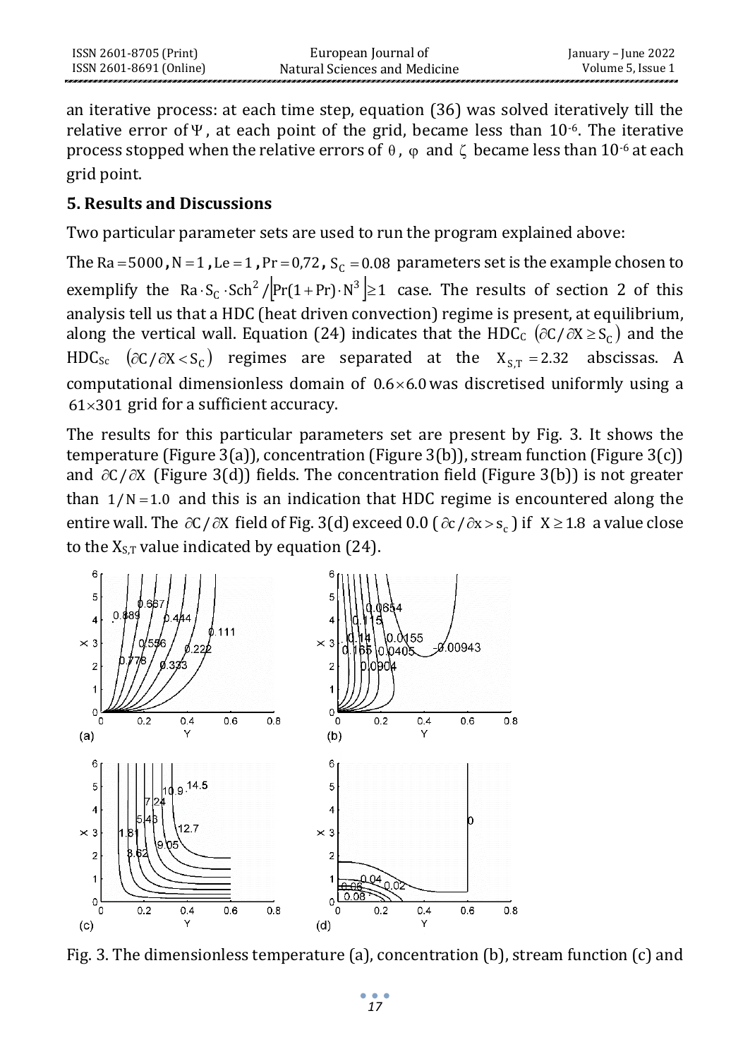an iterative process: at each time step, equation (36) was solved iteratively till the relative error of $\Psi$, at each point of the grid, became less than $10^{-6}$. The iterative process stopped when the relative errors of $\theta$, $\varphi$ and $\zeta$ became less than $10^{-6}$ at each grid point.

## 5. Results and Discussions

Two particular parameter sets are used to run the program explained above:

The $\mathrm{Ra} = 5000$, $\mathrm{N} = 1$, $\mathrm{Le} = 1$, $\mathrm{Pr} = 0{,}72$, $\mathrm{S_C} = 0.08$ parameters set is the example chosen to exemplify the $\mathrm{Ra} \cdot \mathrm{S_C} \cdot \mathrm{Sch}^2 / \left[\mathrm{Pr}(1+\mathrm{Pr}) \cdot \mathrm{N}^3\right] \geq 1$ case. The results of section 2 of this analysis tell us that a HDC (heat driven convection) regime is present, at equilibrium, along the vertical wall. Equation (24) indicates that the $\mathrm{HDC_C}$ $(\partial C / \partial X \geq S_C)$ and the $\mathrm{HDC_{Sc}}$ $(\partial C / \partial X < S_C)$ regimes are separated at the $X_{S,T} = 2.32$ abscissas. A computational dimensionless domain of $0.6 \times 6.0$ was discretised uniformly using a $61 \times 301$ grid for a sufficient accuracy.

The results for this particular parameters set are present by Fig. 3. It shows the temperature (Figure 3(a)), concentration (Figure 3(b)), stream function (Figure 3(c)) and $\partial C / \partial X$ (Figure 3(d)) fields. The concentration field (Figure 3(b)) is not greater than $1/N = 1.0$ and this is an indication that HDC regime is encountered along the entire wall. The $\partial C / \partial X$ field of Fig. 3(d) exceed 0.0 ($\partial c / \partial x > s_c$) if $X \geq 1.8$ a value close to the $X_{S,T}$ value indicated by equation (24).

Fig. 3. The dimensionless temperature (a), concentration (b), stream function (c) and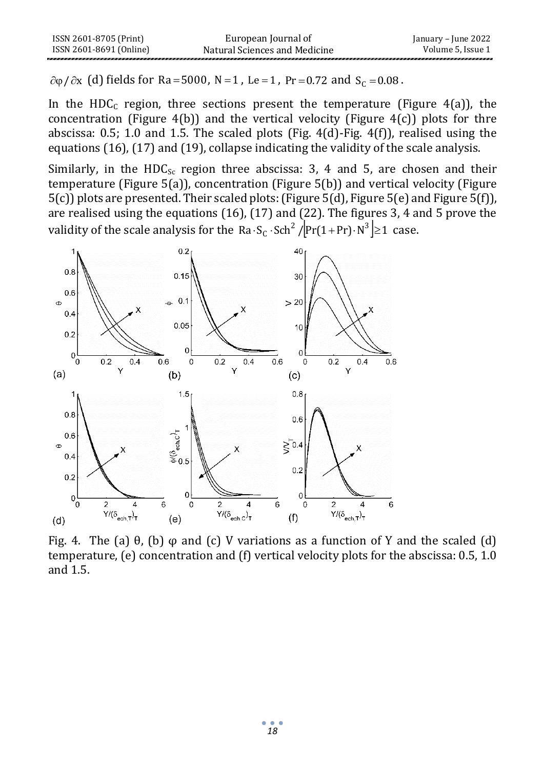$\partial\varphi/\partial x$ (d) fields for $Ra = 5000$, $N = 1$, $Le = 1$, $Pr = 0.72$ and $S_C = 0.08$.

In the $HDC_C$ region, three sections present the temperature (Figure 4(a)), the concentration (Figure 4(b)) and the vertical velocity (Figure 4(c)) plots for thre abscissa: 0.5; 1.0 and 1.5. The scaled plots (Fig. 4(d)-Fig. 4(f)), realised using the equations (16), (17) and (19), collapse indicating the validity of the scale analysis.

Similarly, in the $HDC_{Sc}$ region three abscissa: 3, 4 and 5, are chosen and their temperature (Figure 5(a)), concentration (Figure 5(b)) and vertical velocity (Figure 5(c)) plots are presented. Their scaled plots: (Figure 5(d), Figure 5(e) and Figure 5(f)), are realised using the equations (16), (17) and (22). The figures 3, 4 and 5 prove the validity of the scale analysis for the $Ra \cdot S_C \cdot Sch^2 / [Pr(1+Pr) \cdot N^3] \geq 1$ case.

Fig. 4. The (a) θ, (b) φ and (c) V variations as a function of Y and the scaled (d) temperature, (e) concentration and (f) vertical velocity plots for the abscissa: 0.5, 1.0 and 1.5.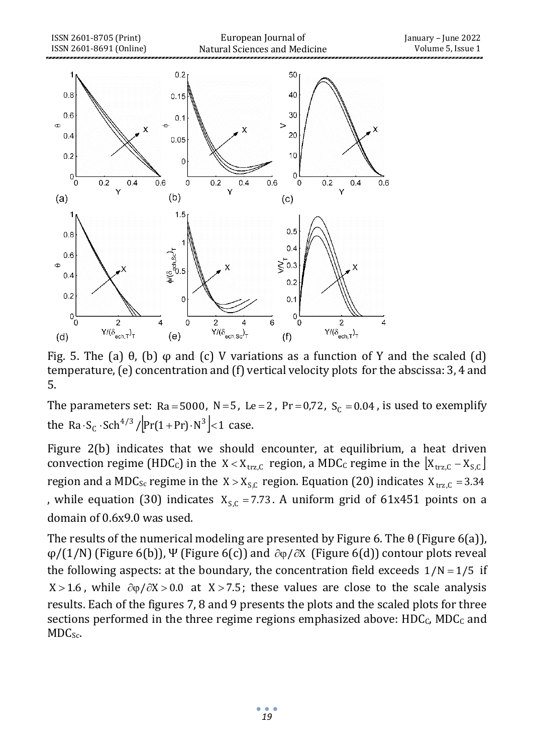Fig. 5. The (a) θ, (b) φ and (c) V variations as a function of Y and the scaled (d) temperature, (e) concentration and (f) vertical velocity plots for the abscissa: 3, 4 and 5.

The parameters set: $\mathrm{Ra} = 5000$, $\mathrm{N} = 5$, $\mathrm{Le} = 2$, $\mathrm{Pr} = 0{,}72$, $\mathrm{S_C} = 0.04$, is used to exemplify the $\mathrm{Ra} \cdot \mathrm{S_C} \cdot \mathrm{Sch}^{4/3} / \left|\mathrm{Pr}(1+\mathrm{Pr}) \cdot \mathrm{N}^3\right| < 1$ case.

Figure 2(b) indicates that we should encounter, at equilibrium, a heat driven convection regime ($\mathrm{HDC_C}$) in the $X < X_{trz,C}$ region, a $\mathrm{MDC_C}$ regime in the $\left[X_{trz,C} - X_{S,C}\right]$ region and a $\mathrm{MDC_{Sc}}$ regime in the $X > X_{S,C}$ region. Equation (20) indicates $X_{trz,C} = 3.34$, while equation (30) indicates $X_{S,C} = 7.73$. A uniform grid of 61x451 points on a domain of 0.6x9.0 was used.

The results of the numerical modeling are presented by Figure 6. The θ (Figure 6(a)), $\varphi/(1/N)$ (Figure 6(b)), Ψ (Figure 6(c)) and $\partial\varphi/\partial X$ (Figure 6(d)) contour plots reveal the following aspects: at the boundary, the concentration field exceeds $1/N = 1/5$ if $X > 1.6$, while $\partial\varphi/\partial X > 0.0$ at $X > 7.5$; these values are close to the scale analysis results. Each of the figures 7, 8 and 9 presents the plots and the scaled plots for three sections performed in the three regime regions emphasized above: $\mathrm{HDC_C}$, $\mathrm{MDC_C}$ and $\mathrm{MDC_{Sc}}$.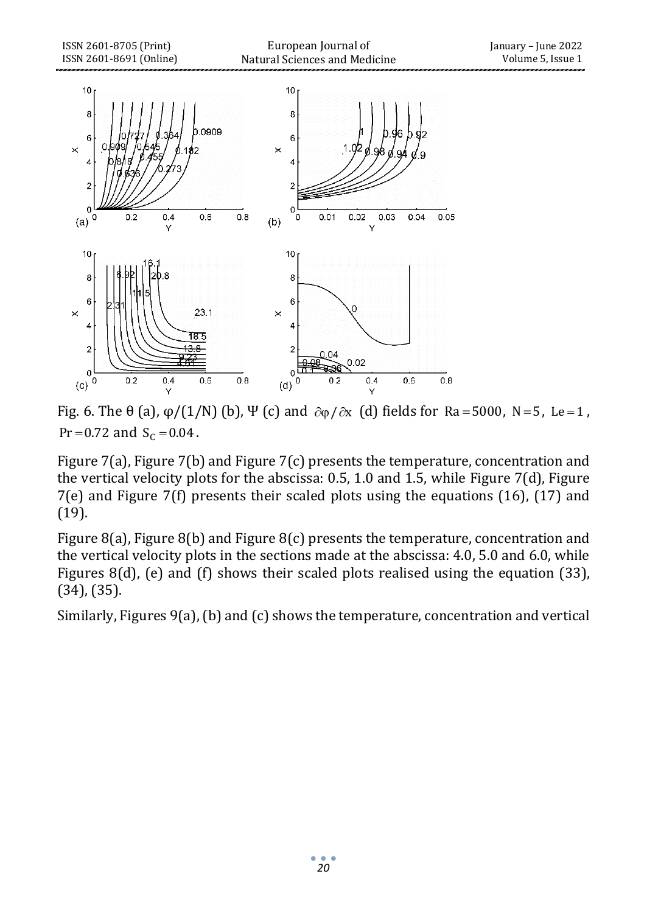Fig. 6. The $\theta$ (a), $\varphi/(1/N)$ (b), $\Psi$ (c) and $\partial\varphi/\partial x$ (d) fields for $Ra = 5000$, $N = 5$, $Le = 1$, $Pr = 0.72$ and $S_C = 0.04$.

Figure 7(a), Figure 7(b) and Figure 7(c) presents the temperature, concentration and the vertical velocity plots for the abscissa: 0.5, 1.0 and 1.5, while Figure 7(d), Figure 7(e) and Figure 7(f) presents their scaled plots using the equations (16), (17) and (19).

Figure 8(a), Figure 8(b) and Figure 8(c) presents the temperature, concentration and the vertical velocity plots in the sections made at the abscissa: 4.0, 5.0 and 6.0, while Figures 8(d), (e) and (f) shows their scaled plots realised using the equation (33), (34), (35).

Similarly, Figures 9(a), (b) and (c) shows the temperature, concentration and vertical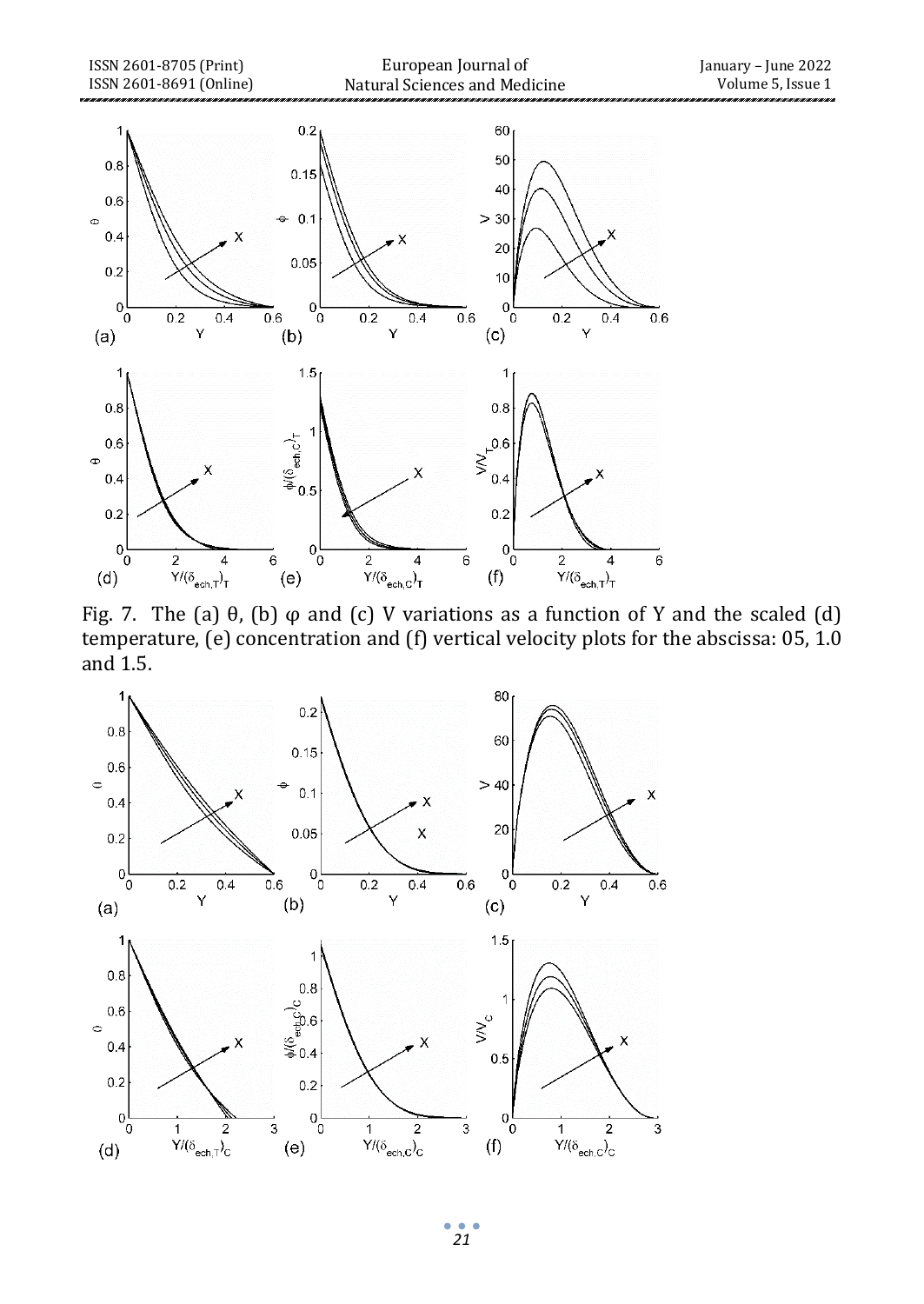Fig. 7. The (a) θ, (b) φ and (c) V variations as a function of Y and the scaled (d) temperature, (e) concentration and (f) vertical velocity plots for the abscissa: 05, 1.0 and 1.5.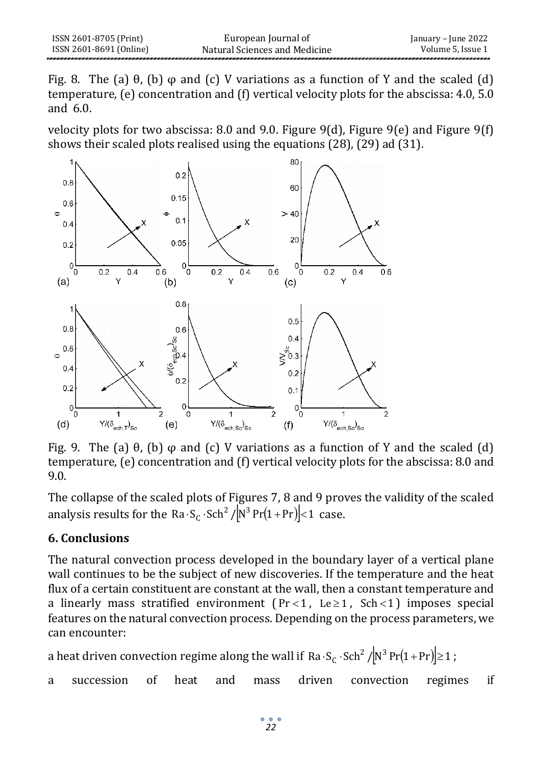Fig. 8. The (a) θ, (b) φ and (c) V variations as a function of Y and the scaled (d) temperature, (e) concentration and (f) vertical velocity plots for the abscissa: 4.0, 5.0 and 6.0.

velocity plots for two abscissa: 8.0 and 9.0. Figure 9(d), Figure 9(e) and Figure 9(f) shows their scaled plots realised using the equations (28), (29) ad (31).

Fig. 9. The (a) θ, (b) φ and (c) V variations as a function of Y and the scaled (d) temperature, (e) concentration and (f) vertical velocity plots for the abscissa: 8.0 and 9.0.

The collapse of the scaled plots of Figures 7, 8 and 9 proves the validity of the scaled analysis results for the $\mathrm{Ra} \cdot \mathrm{S_C} \cdot \mathrm{Sch}^2 / \left[\mathrm{N}^3 \,\mathrm{Pr}(1+\mathrm{Pr})\right] < 1$ case.

## 6. Conclusions

The natural convection process developed in the boundary layer of a vertical plane wall continues to be the subject of new discoveries. If the temperature and the heat flux of a certain constituent are constant at the wall, then a constant temperature and a linearly mass stratified environment ($\mathrm{Pr} < 1$, $\mathrm{Le} \geq 1$, $\mathrm{Sch} < 1$) imposes special features on the natural convection process. Depending on the process parameters, we can encounter:

a heat driven convection regime along the wall if $\mathrm{Ra} \cdot \mathrm{S_C} \cdot \mathrm{Sch}^2 / \left[\mathrm{N}^3 \,\mathrm{Pr}(1+\mathrm{Pr})\right] \geq 1$;

a succession of heat and mass driven convection regimes if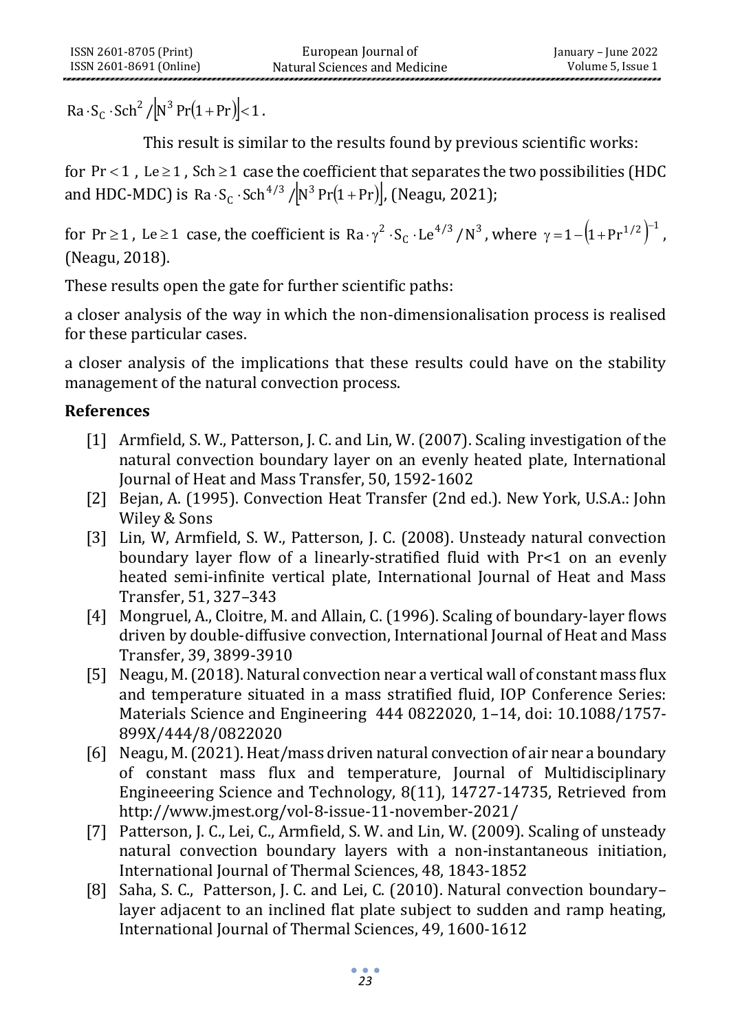$\mathrm{Ra} \cdot \mathrm{S_C} \cdot \mathrm{Sch}^2 / \left[\mathrm{N}^3 \,\mathrm{Pr}(1+\mathrm{Pr})\right] < 1$.

This result is similar to the results found by previous scientific works:

for $\mathrm{Pr} < 1$, $\mathrm{Le} \geq 1$, $\mathrm{Sch} \geq 1$ case the coefficient that separates the two possibilities (HDC and HDC-MDC) is $\mathrm{Ra} \cdot \mathrm{S_C} \cdot \mathrm{Sch}^{4/3} / \left[\mathrm{N}^3 \,\mathrm{Pr}(1+\mathrm{Pr})\right]$, (Neagu, 2021);

for $\mathrm{Pr} \geq 1$, $\mathrm{Le} \geq 1$ case, the coefficient is $\mathrm{Ra} \cdot \gamma^2 \cdot \mathrm{S_C} \cdot \mathrm{Le}^{4/3} / \mathrm{N}^3$, where $\gamma = 1 - \left(1 + \mathrm{Pr}^{1/2}\right)^{-1}$, (Neagu, 2018).

These results open the gate for further scientific paths:

a closer analysis of the way in which the non-dimensionalisation process is realised for these particular cases.

a closer analysis of the implications that these results could have on the stability management of the natural convection process.

## References

[1] Armfield, S. W., Patterson, J. C. and Lin, W. (2007). Scaling investigation of the natural convection boundary layer on an evenly heated plate, International Journal of Heat and Mass Transfer, 50, 1592-1602

[2] Bejan, A. (1995). Convection Heat Transfer (2nd ed.). New York, U.S.A.: John Wiley & Sons

[3] Lin, W, Armfield, S. W., Patterson, J. C. (2008). Unsteady natural convection boundary layer flow of a linearly-stratified fluid with Pr<1 on an evenly heated semi-infinite vertical plate, International Journal of Heat and Mass Transfer, 51, 327–343

[4] Mongruel, A., Cloitre, M. and Allain, C. (1996). Scaling of boundary-layer flows driven by double-diffusive convection, International Journal of Heat and Mass Transfer, 39, 3899-3910

[5] Neagu, M. (2018). Natural convection near a vertical wall of constant mass flux and temperature situated in a mass stratified fluid, IOP Conference Series: Materials Science and Engineering 444 0822020, 1–14, doi: 10.1088/1757-899X/444/8/0822020

[6] Neagu, M. (2021). Heat/mass driven natural convection of air near a boundary of constant mass flux and temperature, Journal of Multidisciplinary Engineeering Science and Technology, 8(11), 14727-14735, Retrieved from http://www.jmest.org/vol-8-issue-11-november-2021/

[7] Patterson, J. C., Lei, C., Armfield, S. W. and Lin, W. (2009). Scaling of unsteady natural convection boundary layers with a non-instantaneous initiation, International Journal of Thermal Sciences, 48, 1843-1852

[8] Saha, S. C., Patterson, J. C. and Lei, C. (2010). Natural convection boundary–layer adjacent to an inclined flat plate subject to sudden and ramp heating, International Journal of Thermal Sciences, 49, 1600-1612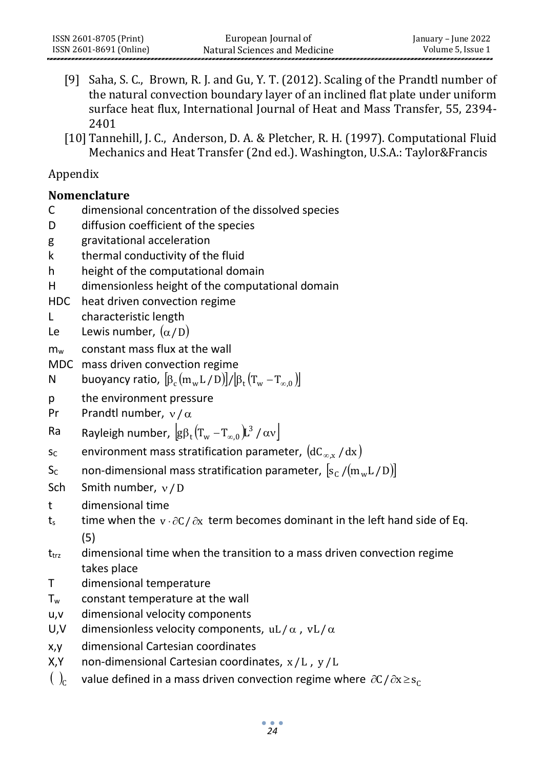[9] Saha, S. C., Brown, R. J. and Gu, Y. T. (2012). Scaling of the Prandtl number of the natural convection boundary layer of an inclined flat plate under uniform surface heat flux, International Journal of Heat and Mass Transfer, 55, 2394-2401

[10] Tannehill, J. C., Anderson, D. A. & Pletcher, R. H. (1997). Computational Fluid Mechanics and Heat Transfer (2nd ed.). Washington, U.S.A.: Taylor&Francis

Appendix

**Nomenclature**

- C — dimensional concentration of the dissolved species
- D — diffusion coefficient of the species
- g — gravitational acceleration
- k — thermal conductivity of the fluid
- h — height of the computational domain
- H — dimensionless height of the computational domain
- HDC — heat driven convection regime
- L — characteristic length
- Le — Lewis number, $(\alpha / D)$
- $m_w$ — constant mass flux at the wall
- MDC — mass driven convection regime
- N — buoyancy ratio, $[\beta_c(m_w L / D)]/[\beta_t(T_w - T_{\infty,0})]$
- p — the environment pressure
- Pr — Prandtl number, $\nu / \alpha$
- Ra — Rayleigh number, $[g\beta_t(T_w - T_{\infty,0})L^3 / \alpha\nu]$
- $s_C$ — environment mass stratification parameter, $(dC_{\infty,x} / dx)$
- $S_C$ — non-dimensional mass stratification parameter, $[s_C / (m_w L / D)]$
- Sch — Smith number, $\nu / D$
- t — dimensional time
- $t_s$ — time when the $v \cdot \partial C / \partial x$ term becomes dominant in the left hand side of Eq. (5)
- $t_{trz}$ — dimensional time when the transition to a mass driven convection regime takes place
- T — dimensional temperature
- $T_w$ — constant temperature at the wall
- u,v — dimensional velocity components
- U,V — dimensionless velocity components, $uL / \alpha$, $vL / \alpha$
- x,y — dimensional Cartesian coordinates
- X,Y — non-dimensional Cartesian coordinates, $x / L$, $y / L$
- $(\ )_C$ — value defined in a mass driven convection regime where $\partial C / \partial x \geq s_C$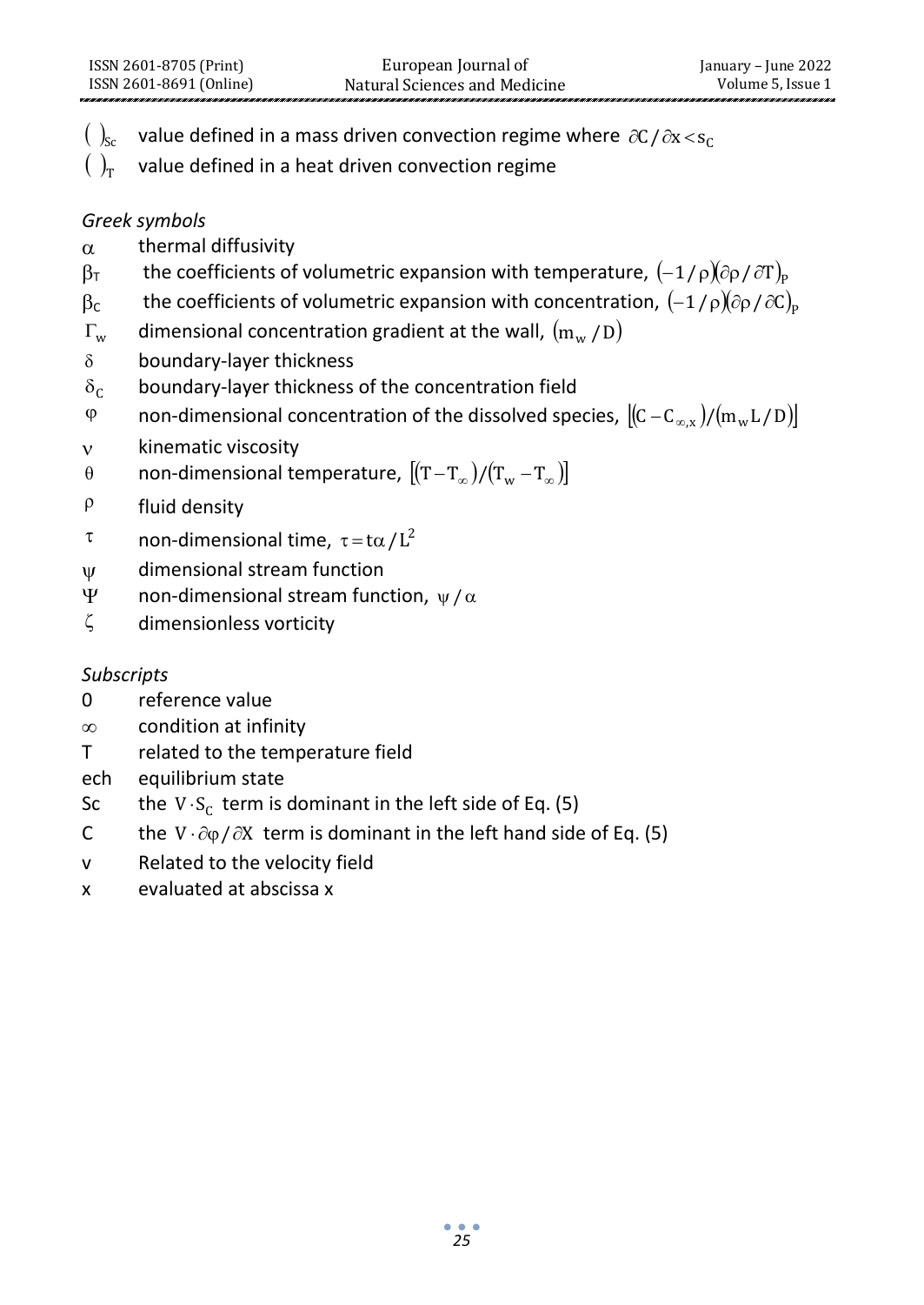$(\ )_{Sc}$ value defined in a mass driven convection regime where $\partial C / \partial x < s_C$

$(\ )_T$ value defined in a heat driven convection regime

*Greek symbols*

$\alpha$ thermal diffusivity

$\beta_T$ the coefficients of volumetric expansion with temperature, $(-1/\rho)(\partial\rho/\partial T)_P$

$\beta_C$ the coefficients of volumetric expansion with concentration, $(-1/\rho)(\partial\rho/\partial C)_P$

$\Gamma_w$ dimensional concentration gradient at the wall, $(m_w/D)$

$\delta$ boundary-layer thickness

$\delta_C$ boundary-layer thickness of the concentration field

$\varphi$ non-dimensional concentration of the dissolved species, $\left[(C - C_{\infty,x})/(m_w L/D)\right]$

$\nu$ kinematic viscosity

$\theta$ non-dimensional temperature, $\left[(T - T_\infty)/(T_w - T_\infty)\right]$

$\rho$ fluid density

$\tau$ non-dimensional time, $\tau = t\alpha/L^2$

$\psi$ dimensional stream function

$\Psi$ non-dimensional stream function, $\psi/\alpha$

$\zeta$ dimensionless vorticity

*Subscripts*

0 reference value

$\infty$ condition at infinity

T related to the temperature field

ech equilibrium state

Sc the $V \cdot S_C$ term is dominant in the left side of Eq. (5)

C the $V \cdot \partial\varphi/\partial X$ term is dominant in the left hand side of Eq. (5)

v Related to the velocity field

x evaluated at abscissa x